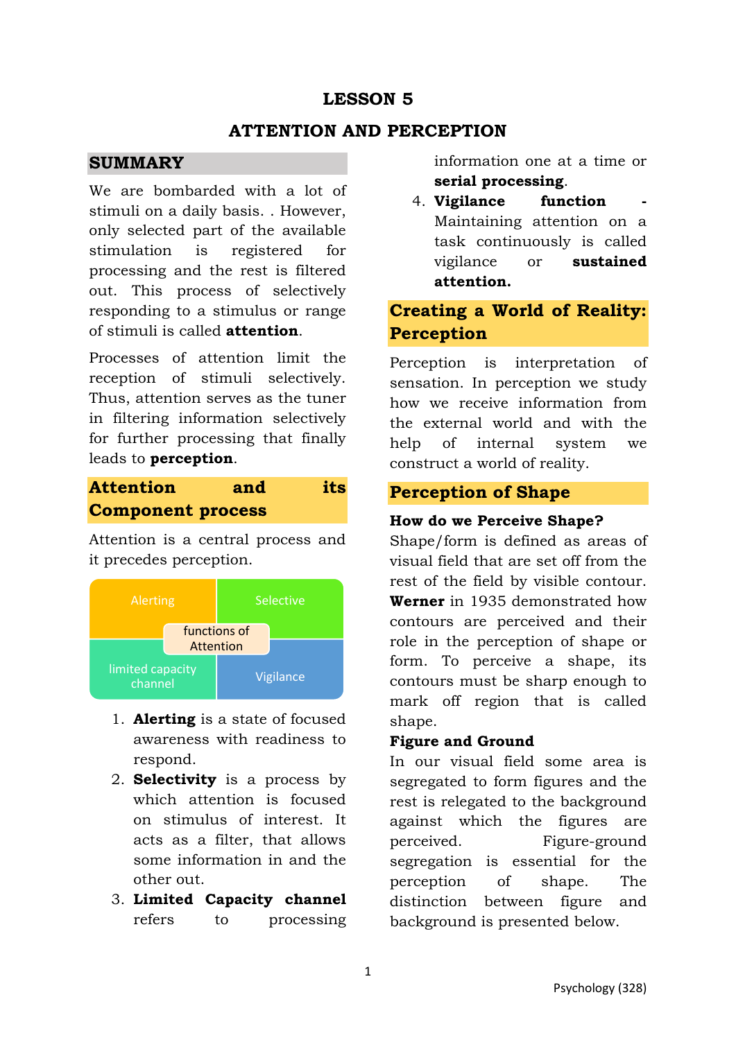# LESSON 5

# ATTENTION AND PERCEPTION

## SUMMARY

We are bombarded with a lot of stimuli on a daily basis. . However, only selected part of the available stimulation is registered for processing and the rest is filtered out. This process of selectively responding to a stimulus or range of stimuli is called **attention**.

Processes of attention limit the reception of stimuli selectively. Thus, attention serves as the tuner in filtering information selectively for further processing that finally leads to **perception**.

## Attention and its Component process

Attention is a central process and it precedes perception.

| Alerting | Selective |
| --- | --- |
| limited capacity channel | Vigilance |

functions of Attention

1. **Alerting** is a state of focused awareness with readiness to respond.
2. **Selectivity** is a process by which attention is focused on stimulus of interest. It acts as a filter, that allows some information in and the other out.
3. **Limited Capacity channel** refers to processing information one at a time or **serial processing**.
4. **Vigilance function** - Maintaining attention on a task continuously is called vigilance or **sustained attention.**

## Creating a World of Reality: Perception

Perception is interpretation of sensation. In perception we study how we receive information from the external world and with the help of internal system we construct a world of reality.

## Perception of Shape

**How do we Perceive Shape?**

Shape/form is defined as areas of visual field that are set off from the rest of the field by visible contour. **Werner** in 1935 demonstrated how contours are perceived and their role in the perception of shape or form. To perceive a shape, its contours must be sharp enough to mark off region that is called shape.

**Figure and Ground**

In our visual field some area is segregated to form figures and the rest is relegated to the background against which the figures are perceived. Figure-ground segregation is essential for the perception of shape. The distinction between figure and background is presented below.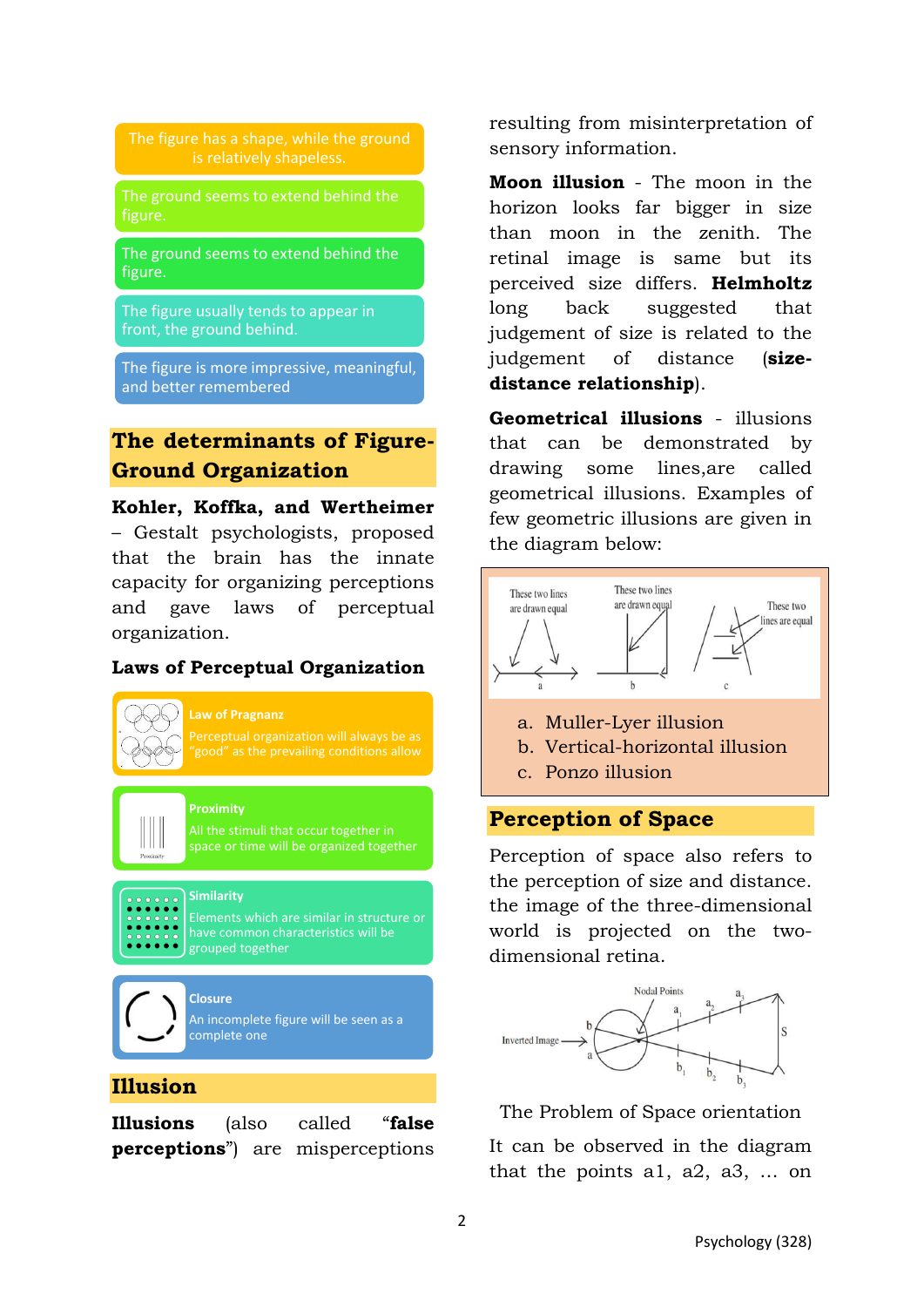The figure has a shape, while the ground is relatively shapeless.

The ground seems to extend behind the figure.

The ground seems to extend behind the figure.

The figure usually tends to appear in front, the ground behind.

The figure is more impressive, meaningful, and better remembered

## The determinants of Figure-Ground Organization

**Kohler, Koffka, and Wertheimer** – Gestalt psychologists, proposed that the brain has the innate capacity for organizing perceptions and gave laws of perceptual organization.

### Laws of Perceptual Organization

**Law of Pragnanz**
Perceptual organization will always be as "good" as the prevailing conditions allow

**Proximity**
All the stimuli that occur together in space or time will be organized together

**Similarity**
Elements which are similar in structure or have common characteristics will be grouped together

**Closure**
An incomplete figure will be seen as a complete one

## Illusion

**Illusions** (also called "**false perceptions**") are misperceptions resulting from misinterpretation of sensory information.

**Moon illusion** - The moon in the horizon looks far bigger in size than moon in the zenith. The retinal image is same but its perceived size differs. **Helmholtz** long back suggested that judgement of size is related to the judgement of distance (**size-distance relationship**).

**Geometrical illusions** - illusions that can be demonstrated by drawing some lines,are called geometrical illusions. Examples of few geometric illusions are given in the diagram below:

These two lines are drawn equal (a) — These two lines are drawn equal (b) — These two lines are equal (c)

a. Muller-Lyer illusion
b. Vertical-horizontal illusion
c. Ponzo illusion

## Perception of Space

Perception of space also refers to the perception of size and distance. the image of the three-dimensional world is projected on the two-dimensional retina.

The Problem of Space orientation

It can be observed in the diagram that the points a1, a2, a3, … on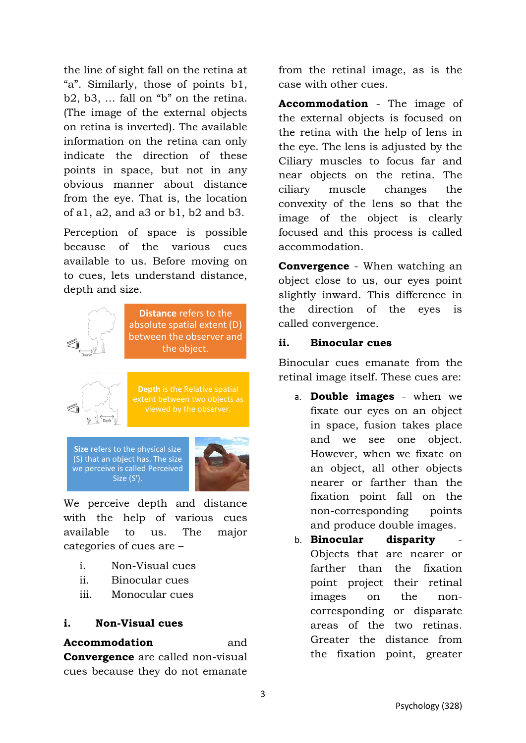the line of sight fall on the retina at "a". Similarly, those of points b1, b2, b3, … fall on "b" on the retina. (The image of the external objects on retina is inverted). The available information on the retina can only indicate the direction of these points in space, but not in any obvious manner about distance from the eye. That is, the location of a1, a2, and a3 or b1, b2 and b3.

Perception of space is possible because of the various cues available to us. Before moving on to cues, lets understand distance, depth and size.

**Distance** refers to the absolute spatial extent (D) between the observer and the object.

**Depth** is the Relative spatial extent between two objects as viewed by the observer.

**Size** refers to the physical size (S) that an object has. The size we perceive is called Perceived Size (S').

We perceive depth and distance with the help of various cues available to us. The major categories of cues are –

i. Non-Visual cues
ii. Binocular cues
iii. Monocular cues

### i. Non-Visual cues

**Accommodation** and **Convergence** are called non-visual cues because they do not emanate from the retinal image, as is the case with other cues.

**Accommodation** - The image of the external objects is focused on the retina with the help of lens in the eye. The lens is adjusted by the Ciliary muscles to focus far and near objects on the retina. The ciliary muscle changes the convexity of the lens so that the image of the object is clearly focused and this process is called accommodation.

**Convergence** - When watching an object close to us, our eyes point slightly inward. This difference in the direction of the eyes is called convergence.

### ii. Binocular cues

Binocular cues emanate from the retinal image itself. These cues are:

a. **Double images** - when we fixate our eyes on an object in space, fusion takes place and we see one object. However, when we fixate on an object, all other objects nearer or farther than the fixation point fall on the non-corresponding points and produce double images.
b. **Binocular disparity** - Objects that are nearer or farther than the fixation point project their retinal images on the non-corresponding or disparate areas of the two retinas. Greater the distance from the fixation point, greater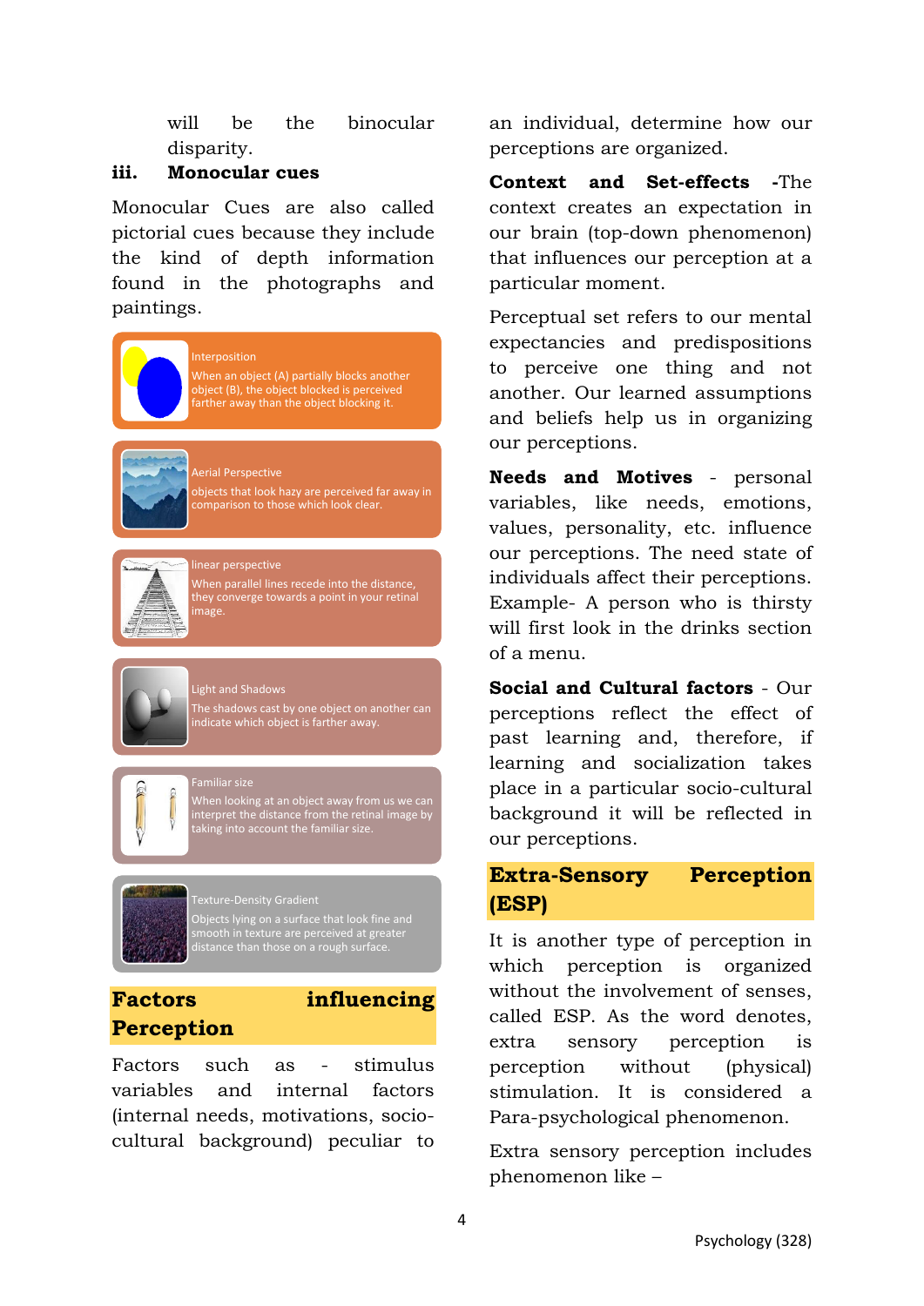will be the binocular disparity.

**iii. Monocular cues**

Monocular Cues are also called pictorial cues because they include the kind of depth information found in the photographs and paintings.

Interposition
When an object (A) partially blocks another object (B), the object blocked is perceived farther away than the object blocking it.

Aerial Perspective
objects that look hazy are perceived far away in comparison to those which look clear.

linear perspective
When parallel lines recede into the distance, they converge towards a point in your retinal image.

Light and Shadows
The shadows cast by one object on another can indicate which object is farther away.

Familiar size
When looking at an object away from us we can interpret the distance from the retinal image by taking into account the familiar size.

Texture-Density Gradient
Objects lying on a surface that look fine and smooth in texture are perceived at greater distance than those on a rough surface.

## Factors influencing Perception

Factors such as - stimulus variables and internal factors (internal needs, motivations, socio-cultural background) peculiar to an individual, determine how our perceptions are organized.

**Context and Set-effects** -The context creates an expectation in our brain (top-down phenomenon) that influences our perception at a particular moment.

Perceptual set refers to our mental expectancies and predispositions to perceive one thing and not another. Our learned assumptions and beliefs help us in organizing our perceptions.

**Needs and Motives** - personal variables, like needs, emotions, values, personality, etc. influence our perceptions. The need state of individuals affect their perceptions. Example- A person who is thirsty will first look in the drinks section of a menu.

**Social and Cultural factors** - Our perceptions reflect the effect of past learning and, therefore, if learning and socialization takes place in a particular socio-cultural background it will be reflected in our perceptions.

## Extra-Sensory Perception (ESP)

It is another type of perception in which perception is organized without the involvement of senses, called ESP. As the word denotes, extra sensory perception is perception without (physical) stimulation. It is considered a Para-psychological phenomenon.

Extra sensory perception includes phenomenon like –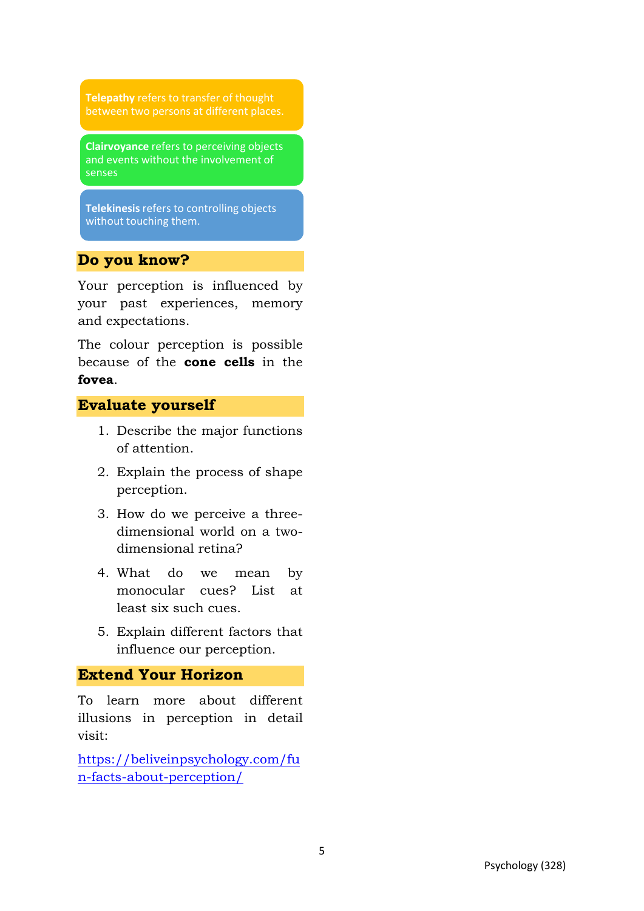**Telepathy** refers to transfer of thought between two persons at different places.

**Clairvoyance** refers to perceiving objects and events without the involvement of senses

**Telekinesis** refers to controlling objects without touching them.

## Do you know?

Your perception is influenced by your past experiences, memory and expectations.

The colour perception is possible because of the **cone cells** in the **fovea**.

## Evaluate yourself

1. Describe the major functions of attention.
2. Explain the process of shape perception.
3. How do we perceive a three-dimensional world on a two-dimensional retina?
4. What do we mean by monocular cues? List at least six such cues.
5. Explain different factors that influence our perception.

## Extend Your Horizon

To learn more about different illusions in perception in detail visit:

https://beliveinpsychology.com/fun-facts-about-perception/